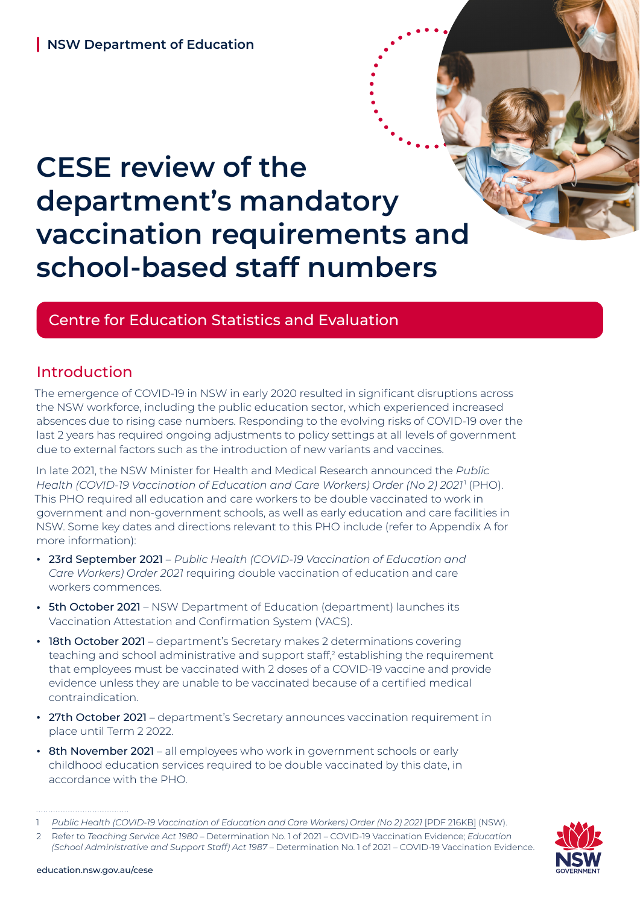NSW Department of Education

# CESE review of the department's mandatory vaccination requirements and school-based staff numbers

Centre for Education Statistics and Evaluation

## Introduction

The emergence of COVID-19 in NSW in early 2020 resulted in significant disruptions across the NSW workforce, including the public education sector, which experienced increased absences due to rising case numbers. Responding to the evolving risks of COVID-19 over the last 2 years has required ongoing adjustments to policy settings at all levels of government due to external factors such as the introduction of new variants and vaccines.

In late 2021, the NSW Minister for Health and Medical Research announced the *Public Health (COVID-19 Vaccination of Education and Care Workers) Order (No 2) 2021*[1] (PHO). This PHO required all education and care workers to be double vaccinated to work in government and non-government schools, as well as early education and care facilities in NSW. Some key dates and directions relevant to this PHO include (refer to Appendix A for more information):

- **23rd September 2021** – *Public Health (COVID-19 Vaccination of Education and Care Workers) Order 2021* requiring double vaccination of education and care workers commences.
- **5th October 2021** – NSW Department of Education (department) launches its Vaccination Attestation and Confirmation System (VACS).
- **18th October 2021** – department's Secretary makes 2 determinations covering teaching and school administrative and support staff,[2] establishing the requirement that employees must be vaccinated with 2 doses of a COVID-19 vaccine and provide evidence unless they are unable to be vaccinated because of a certified medical contraindication.
- **27th October 2021** – department's Secretary announces vaccination requirement in place until Term 2 2022.
- **8th November 2021** – all employees who work in government schools or early childhood education services required to be double vaccinated by this date, in accordance with the PHO.

1 *Public Health (COVID-19 Vaccination of Education and Care Workers) Order (No 2) 2021* [PDF 216KB] (NSW).

2 Refer to *Teaching Service Act 1980* – Determination No. 1 of 2021 – COVID-19 Vaccination Evidence; *Education (School Administrative and Support Staff) Act 1987* – Determination No. 1 of 2021 – COVID-19 Vaccination Evidence.

education.nsw.gov.au/cese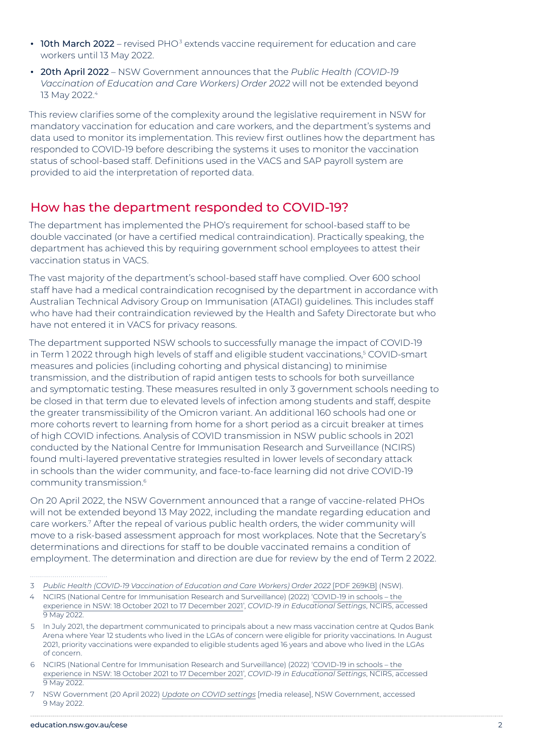- **10th March 2022** – revised PHO[3] extends vaccine requirement for education and care workers until 13 May 2022.
- **20th April 2022** – NSW Government announces that the *Public Health (COVID-19 Vaccination of Education and Care Workers) Order 2022* will not be extended beyond 13 May 2022.[4]

This review clarifies some of the complexity around the legislative requirement in NSW for mandatory vaccination for education and care workers, and the department's systems and data used to monitor its implementation. This review first outlines how the department has responded to COVID-19 before describing the systems it uses to monitor the vaccination status of school-based staff. Definitions used in the VACS and SAP payroll system are provided to aid the interpretation of reported data.

## How has the department responded to COVID-19?

The department has implemented the PHO's requirement for school-based staff to be double vaccinated (or have a certified medical contraindication). Practically speaking, the department has achieved this by requiring government school employees to attest their vaccination status in VACS.

The vast majority of the department's school-based staff have complied. Over 600 school staff have had a medical contraindication recognised by the department in accordance with Australian Technical Advisory Group on Immunisation (ATAGI) guidelines. This includes staff who have had their contraindication reviewed by the Health and Safety Directorate but who have not entered it in VACS for privacy reasons.

The department supported NSW schools to successfully manage the impact of COVID-19 in Term 1 2022 through high levels of staff and eligible student vaccinations,[5] COVID-smart measures and policies (including cohorting and physical distancing) to minimise transmission, and the distribution of rapid antigen tests to schools for both surveillance and symptomatic testing. These measures resulted in only 3 government schools needing to be closed in that term due to elevated levels of infection among students and staff, despite the greater transmissibility of the Omicron variant. An additional 160 schools had one or more cohorts revert to learning from home for a short period as a circuit breaker at times of high COVID infections. Analysis of COVID transmission in NSW public schools in 2021 conducted by the National Centre for Immunisation Research and Surveillance (NCIRS) found multi-layered preventative strategies resulted in lower levels of secondary attack in schools than the wider community, and face-to-face learning did not drive COVID-19 community transmission.[6]

On 20 April 2022, the NSW Government announced that a range of vaccine-related PHOs will not be extended beyond 13 May 2022, including the mandate regarding education and care workers.[7] After the repeal of various public health orders, the wider community will move to a risk-based assessment approach for most workplaces. Note that the Secretary's determinations and directions for staff to be double vaccinated remains a condition of employment. The determination and direction are due for review by the end of Term 2 2022.

---

3 *Public Health (COVID-19 Vaccination of Education and Care Workers) Order 2022* [PDF 269KB] (NSW).

4 NCIRS (National Centre for Immunisation Research and Surveillance) (2022) 'COVID-19 in schools – the experience in NSW: 18 October 2021 to 17 December 2021', *COVID-19 in Educational Settings*, NCIRS, accessed 9 May 2022.

5 In July 2021, the department communicated to principals about a new mass vaccination centre at Qudos Bank Arena where Year 12 students who lived in the LGAs of concern were eligible for priority vaccinations. In August 2021, priority vaccinations were expanded to eligible students aged 16 years and above who lived in the LGAs of concern.

6 NCIRS (National Centre for Immunisation Research and Surveillance) (2022) 'COVID-19 in schools – the experience in NSW: 18 October 2021 to 17 December 2021', *COVID-19 in Educational Settings*, NCIRS, accessed 9 May 2022.

7 NSW Government (20 April 2022) *Update on COVID settings* [media release], NSW Government, accessed 9 May 2022.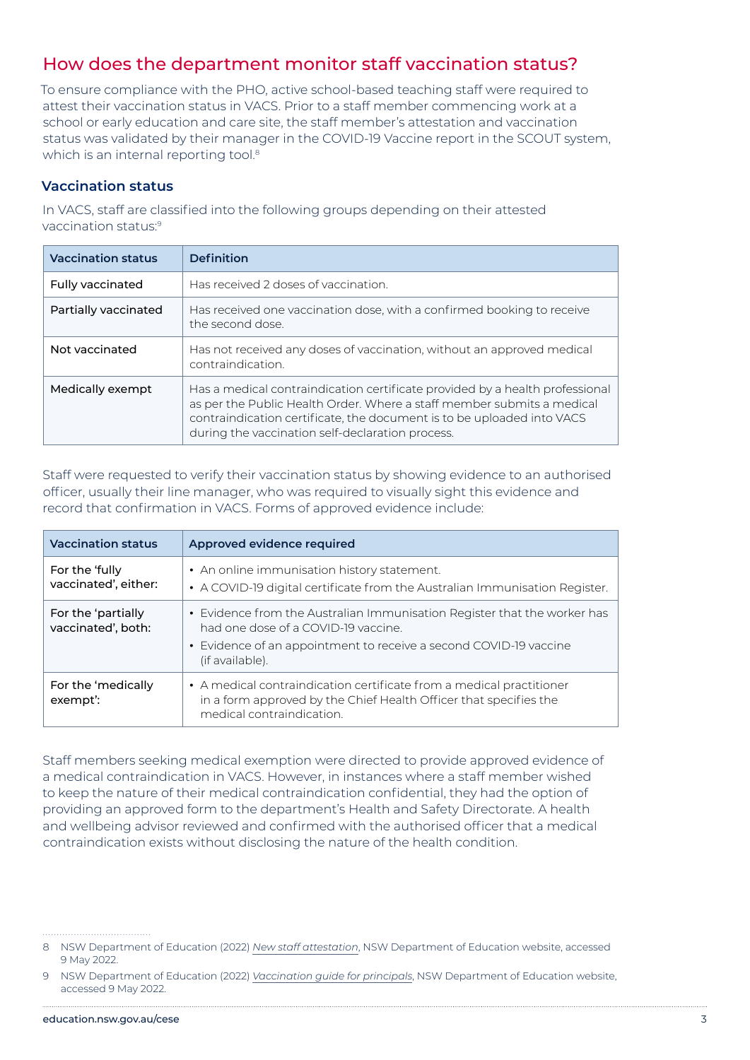## How does the department monitor staff vaccination status?

To ensure compliance with the PHO, active school-based teaching staff were required to attest their vaccination status in VACS. Prior to a staff member commencing work at a school or early education and care site, the staff member's attestation and vaccination status was validated by their manager in the COVID-19 Vaccine report in the SCOUT system, which is an internal reporting tool.[8]

### Vaccination status

In VACS, staff are classified into the following groups depending on their attested vaccination status:[9]

| Vaccination status | Definition |
| --- | --- |
| Fully vaccinated | Has received 2 doses of vaccination. |
| Partially vaccinated | Has received one vaccination dose, with a confirmed booking to receive the second dose. |
| Not vaccinated | Has not received any doses of vaccination, without an approved medical contraindication. |
| Medically exempt | Has a medical contraindication certificate provided by a health professional as per the Public Health Order. Where a staff member submits a medical contraindication certificate, the document is to be uploaded into VACS during the vaccination self-declaration process. |

Staff were requested to verify their vaccination status by showing evidence to an authorised officer, usually their line manager, who was required to visually sight this evidence and record that confirmation in VACS. Forms of approved evidence include:

| Vaccination status | Approved evidence required |
| --- | --- |
| For the 'fully vaccinated', either: | • An online immunisation history statement.<br>• A COVID-19 digital certificate from the Australian Immunisation Register. |
| For the 'partially vaccinated', both: | • Evidence from the Australian Immunisation Register that the worker has had one dose of a COVID-19 vaccine.<br>• Evidence of an appointment to receive a second COVID-19 vaccine (if available). |
| For the 'medically exempt': | • A medical contraindication certificate from a medical practitioner in a form approved by the Chief Health Officer that specifies the medical contraindication. |

Staff members seeking medical exemption were directed to provide approved evidence of a medical contraindication in VACS. However, in instances where a staff member wished to keep the nature of their medical contraindication confidential, they had the option of providing an approved form to the department's Health and Safety Directorate. A health and wellbeing advisor reviewed and confirmed with the authorised officer that a medical contraindication exists without disclosing the nature of the health condition.

---

8 NSW Department of Education (2022) *New staff attestation*, NSW Department of Education website, accessed 9 May 2022.

9 NSW Department of Education (2022) *Vaccination guide for principals*, NSW Department of Education website, accessed 9 May 2022.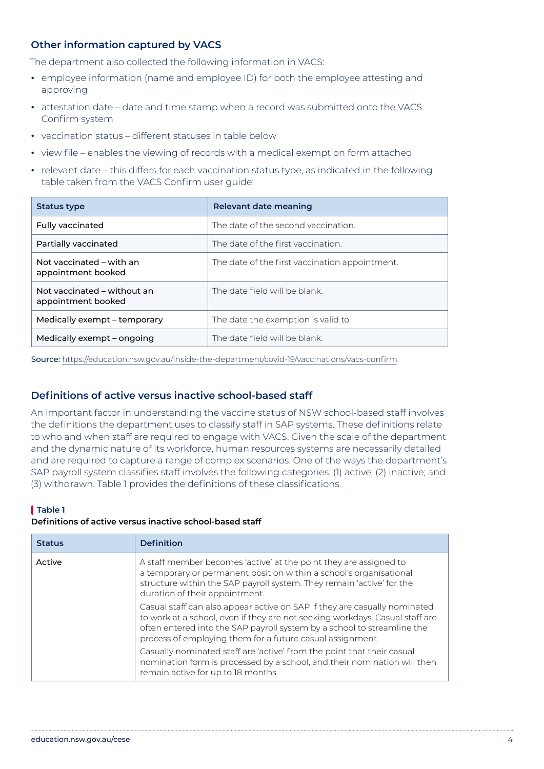### Other information captured by VACS

The department also collected the following information in VACS:

- employee information (name and employee ID) for both the employee attesting and approving
- attestation date – date and time stamp when a record was submitted onto the VACS Confirm system
- vaccination status – different statuses in table below
- view file – enables the viewing of records with a medical exemption form attached
- relevant date – this differs for each vaccination status type, as indicated in the following table taken from the VACS Confirm user guide:

| Status type | Relevant date meaning |
|---|---|
| Fully vaccinated | The date of the second vaccination. |
| Partially vaccinated | The date of the first vaccination. |
| Not vaccinated – with an appointment booked | The date of the first vaccination appointment. |
| Not vaccinated – without an appointment booked | The date field will be blank. |
| Medically exempt – temporary | The date the exemption is valid to. |
| Medically exempt – ongoing | The date field will be blank. |

**Source:** https://education.nsw.gov.au/inside-the-department/covid-19/vaccinations/vacs-confirm.

### Definitions of active versus inactive school-based staff

An important factor in understanding the vaccine status of NSW school-based staff involves the definitions the department uses to classify staff in SAP systems. These definitions relate to who and when staff are required to engage with VACS. Given the scale of the department and the dynamic nature of its workforce, human resources systems are necessarily detailed and are required to capture a range of complex scenarios. One of the ways the department's SAP payroll system classifies staff involves the following categories: (1) active; (2) inactive; and (3) withdrawn. Table 1 provides the definitions of these classifications.

**Table 1**

**Definitions of active versus inactive school-based staff**

| Status | Definition |
|---|---|
| Active | A staff member becomes 'active' at the point they are assigned to a temporary or permanent position within a school's organisational structure within the SAP payroll system. They remain 'active' for the duration of their appointment.<br><br>Casual staff can also appear active on SAP if they are casually nominated to work at a school, even if they are not seeking workdays. Casual staff are often entered into the SAP payroll system by a school to streamline the process of employing them for a future casual assignment.<br><br>Casually nominated staff are 'active' from the point that their casual nomination form is processed by a school, and their nomination will then remain active for up to 18 months. |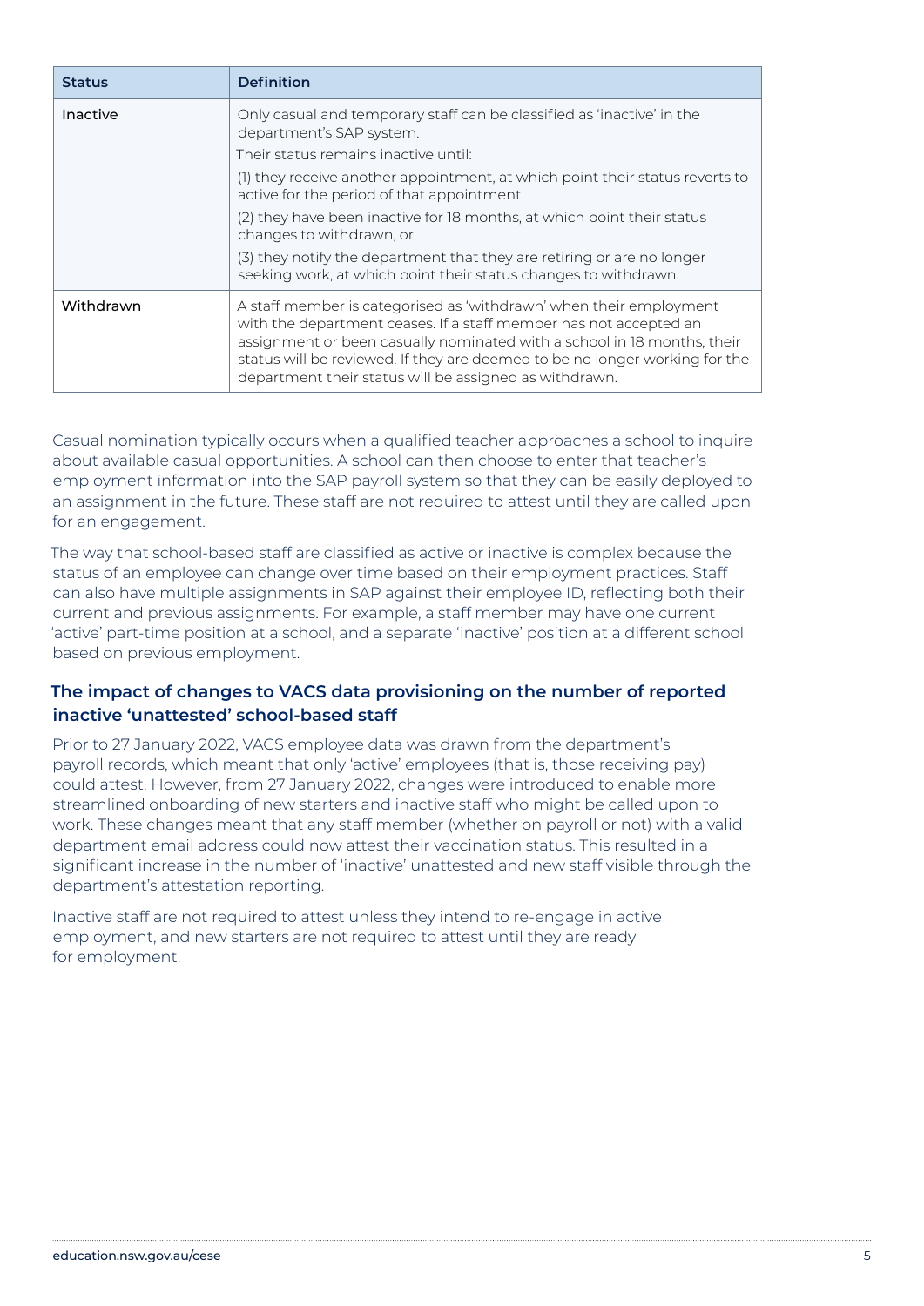| Status | Definition |
|---|---|
| Inactive | Only casual and temporary staff can be classified as 'inactive' in the department's SAP system.<br>Their status remains inactive until:<br>(1) they receive another appointment, at which point their status reverts to active for the period of that appointment<br>(2) they have been inactive for 18 months, at which point their status changes to withdrawn, or<br>(3) they notify the department that they are retiring or are no longer seeking work, at which point their status changes to withdrawn. |
| Withdrawn | A staff member is categorised as 'withdrawn' when their employment with the department ceases. If a staff member has not accepted an assignment or been casually nominated with a school in 18 months, their status will be reviewed. If they are deemed to be no longer working for the department their status will be assigned as withdrawn. |

Casual nomination typically occurs when a qualified teacher approaches a school to inquire about available casual opportunities. A school can then choose to enter that teacher's employment information into the SAP payroll system so that they can be easily deployed to an assignment in the future. These staff are not required to attest until they are called upon for an engagement.

The way that school-based staff are classified as active or inactive is complex because the status of an employee can change over time based on their employment practices. Staff can also have multiple assignments in SAP against their employee ID, reflecting both their current and previous assignments. For example, a staff member may have one current 'active' part-time position at a school, and a separate 'inactive' position at a different school based on previous employment.

### The impact of changes to VACS data provisioning on the number of reported inactive 'unattested' school-based staff

Prior to 27 January 2022, VACS employee data was drawn from the department's payroll records, which meant that only 'active' employees (that is, those receiving pay) could attest. However, from 27 January 2022, changes were introduced to enable more streamlined onboarding of new starters and inactive staff who might be called upon to work. These changes meant that any staff member (whether on payroll or not) with a valid department email address could now attest their vaccination status. This resulted in a significant increase in the number of 'inactive' unattested and new staff visible through the department's attestation reporting.

Inactive staff are not required to attest unless they intend to re-engage in active employment, and new starters are not required to attest until they are ready for employment.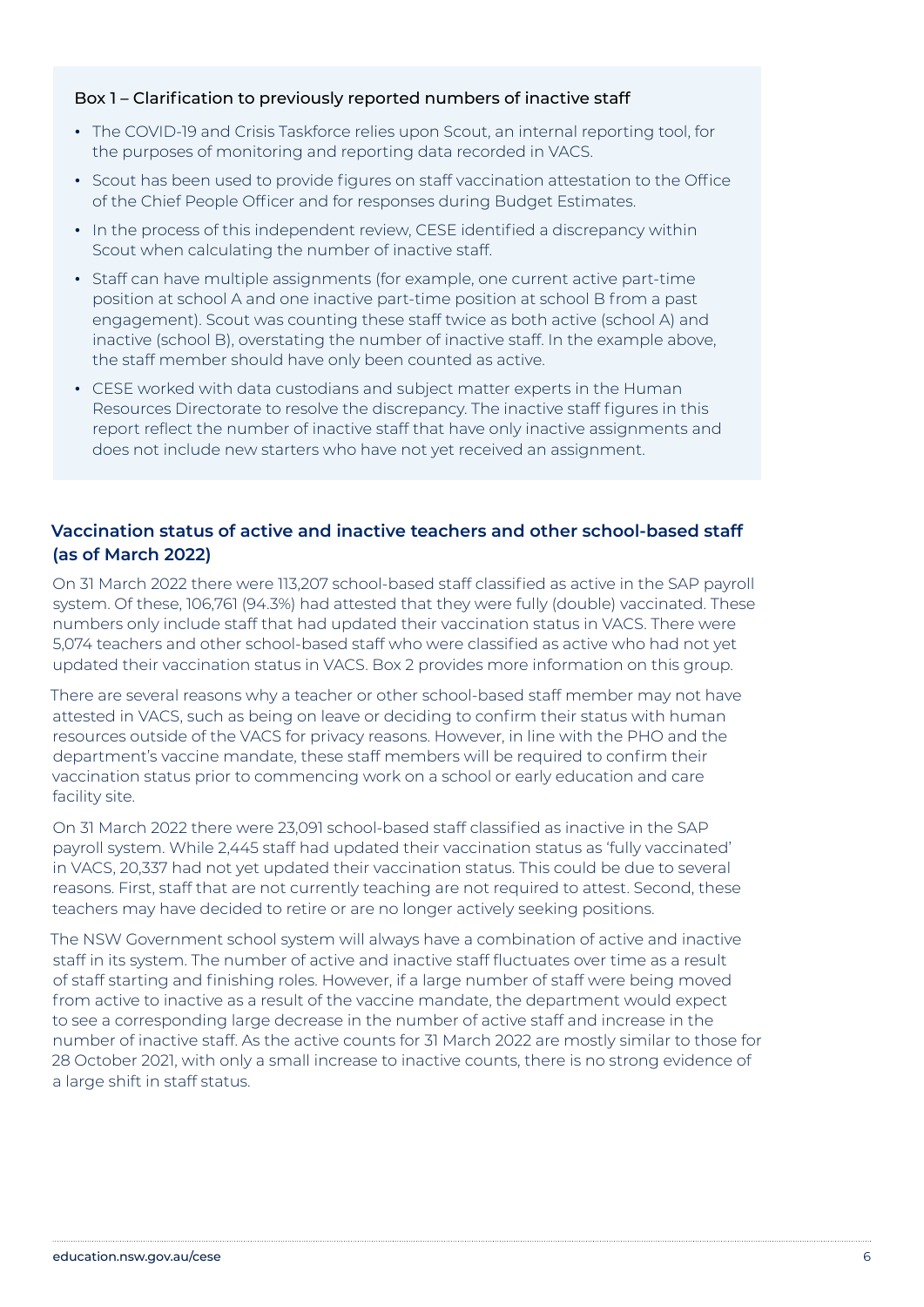### Box 1 – Clarification to previously reported numbers of inactive staff

- The COVID-19 and Crisis Taskforce relies upon Scout, an internal reporting tool, for the purposes of monitoring and reporting data recorded in VACS.
- Scout has been used to provide figures on staff vaccination attestation to the Office of the Chief People Officer and for responses during Budget Estimates.
- In the process of this independent review, CESE identified a discrepancy within Scout when calculating the number of inactive staff.
- Staff can have multiple assignments (for example, one current active part-time position at school A and one inactive part-time position at school B from a past engagement). Scout was counting these staff twice as both active (school A) and inactive (school B), overstating the number of inactive staff. In the example above, the staff member should have only been counted as active.
- CESE worked with data custodians and subject matter experts in the Human Resources Directorate to resolve the discrepancy. The inactive staff figures in this report reflect the number of inactive staff that have only inactive assignments and does not include new starters who have not yet received an assignment.

## Vaccination status of active and inactive teachers and other school-based staff (as of March 2022)

On 31 March 2022 there were 113,207 school-based staff classified as active in the SAP payroll system. Of these, 106,761 (94.3%) had attested that they were fully (double) vaccinated. These numbers only include staff that had updated their vaccination status in VACS. There were 5,074 teachers and other school-based staff who were classified as active who had not yet updated their vaccination status in VACS. Box 2 provides more information on this group.

There are several reasons why a teacher or other school-based staff member may not have attested in VACS, such as being on leave or deciding to confirm their status with human resources outside of the VACS for privacy reasons. However, in line with the PHO and the department's vaccine mandate, these staff members will be required to confirm their vaccination status prior to commencing work on a school or early education and care facility site.

On 31 March 2022 there were 23,091 school-based staff classified as inactive in the SAP payroll system. While 2,445 staff had updated their vaccination status as 'fully vaccinated' in VACS, 20,337 had not yet updated their vaccination status. This could be due to several reasons. First, staff that are not currently teaching are not required to attest. Second, these teachers may have decided to retire or are no longer actively seeking positions.

The NSW Government school system will always have a combination of active and inactive staff in its system. The number of active and inactive staff fluctuates over time as a result of staff starting and finishing roles. However, if a large number of staff were being moved from active to inactive as a result of the vaccine mandate, the department would expect to see a corresponding large decrease in the number of active staff and increase in the number of inactive staff. As the active counts for 31 March 2022 are mostly similar to those for 28 October 2021, with only a small increase to inactive counts, there is no strong evidence of a large shift in staff status.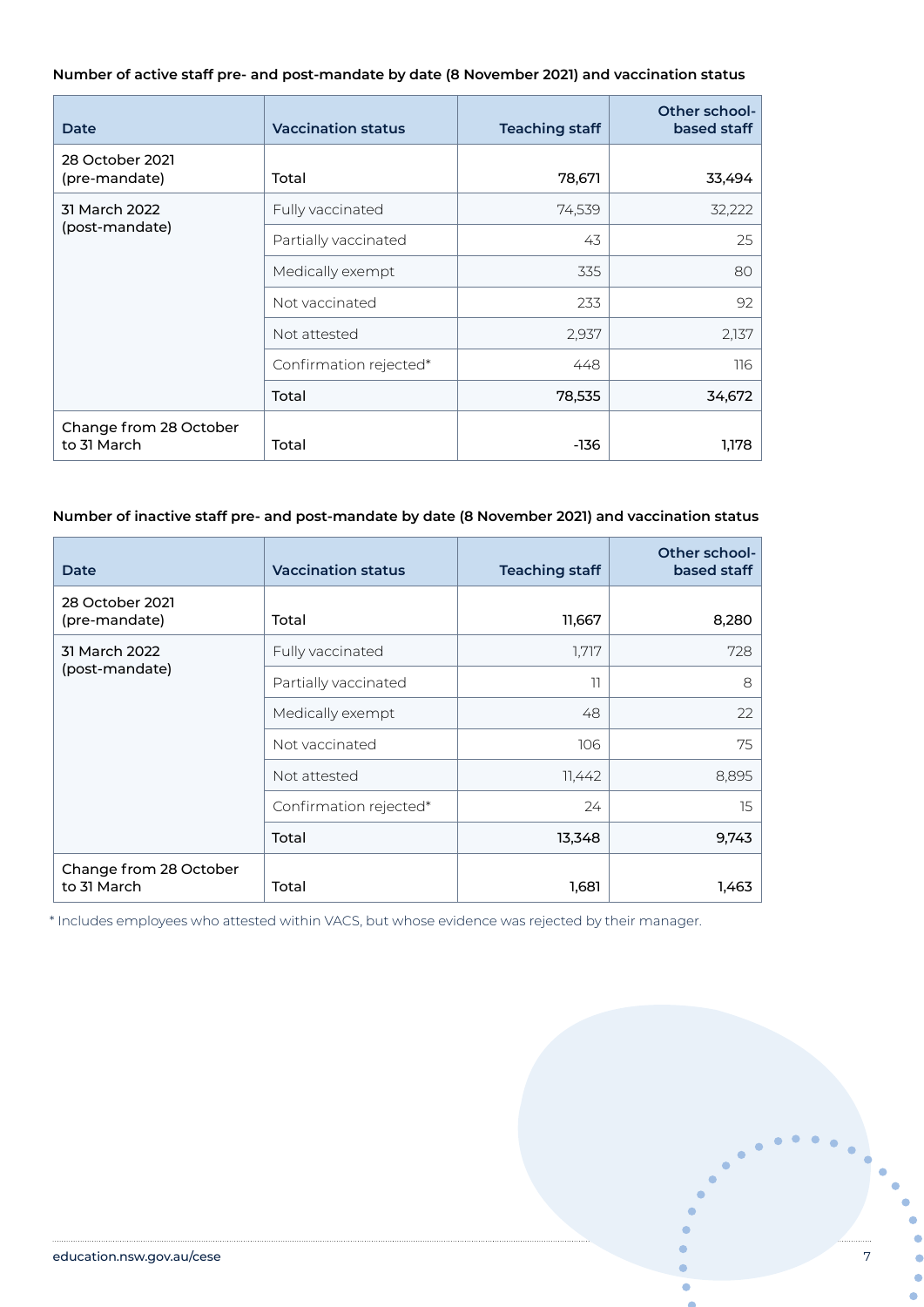**Number of active staff pre- and post-mandate by date (8 November 2021) and vaccination status**

| Date | Vaccination status | Teaching staff | Other school-based staff |
|---|---|---|---|
| 28 October 2021 (pre-mandate) | Total | 78,671 | 33,494 |
| 31 March 2022 (post-mandate) | Fully vaccinated | 74,539 | 32,222 |
| | Partially vaccinated | 43 | 25 |
| | Medically exempt | 335 | 80 |
| | Not vaccinated | 233 | 92 |
| | Not attested | 2,937 | 2,137 |
| | Confirmation rejected* | 448 | 116 |
| | Total | 78,535 | 34,672 |
| Change from 28 October to 31 March | Total | -136 | 1,178 |

**Number of inactive staff pre- and post-mandate by date (8 November 2021) and vaccination status**

| Date | Vaccination status | Teaching staff | Other school-based staff |
|---|---|---|---|
| 28 October 2021 (pre-mandate) | Total | 11,667 | 8,280 |
| 31 March 2022 (post-mandate) | Fully vaccinated | 1,717 | 728 |
| | Partially vaccinated | 11 | 8 |
| | Medically exempt | 48 | 22 |
| | Not vaccinated | 106 | 75 |
| | Not attested | 11,442 | 8,895 |
| | Confirmation rejected* | 24 | 15 |
| | Total | 13,348 | 9,743 |
| Change from 28 October to 31 March | Total | 1,681 | 1,463 |

* Includes employees who attested within VACS, but whose evidence was rejected by their manager.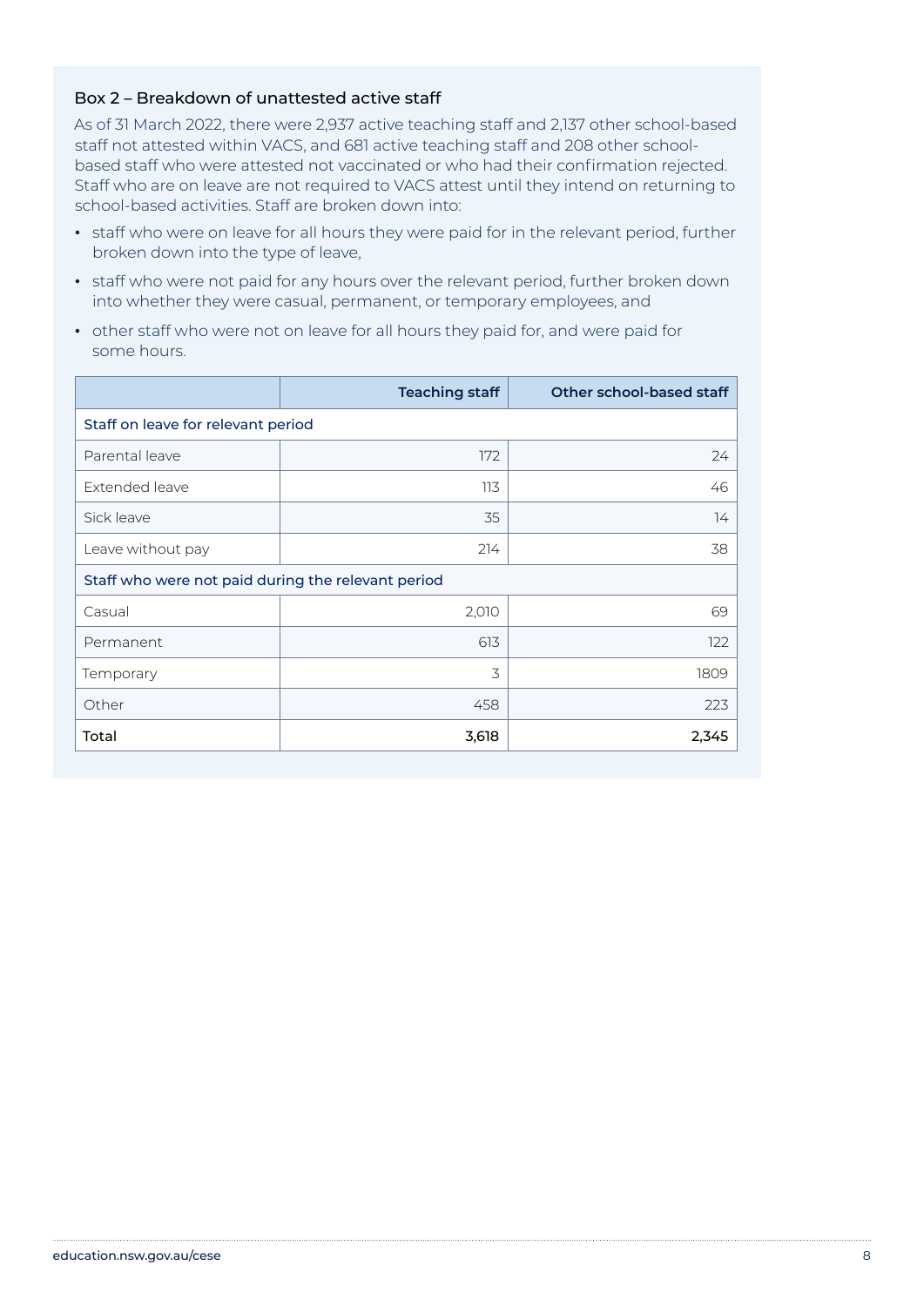### Box 2 – Breakdown of unattested active staff

As of 31 March 2022, there were 2,937 active teaching staff and 2,137 other school-based staff not attested within VACS, and 681 active teaching staff and 208 other school-based staff who were attested not vaccinated or who had their confirmation rejected. Staff who are on leave are not required to VACS attest until they intend on returning to school-based activities. Staff are broken down into:

- staff who were on leave for all hours they were paid for in the relevant period, further broken down into the type of leave,
- staff who were not paid for any hours over the relevant period, further broken down into whether they were casual, permanent, or temporary employees, and
- other staff who were not on leave for all hours they paid for, and were paid for some hours.

| | Teaching staff | Other school-based staff |
|---|---:|---:|
| Staff on leave for relevant period | | |
| Parental leave | 172 | 24 |
| Extended leave | 113 | 46 |
| Sick leave | 35 | 14 |
| Leave without pay | 214 | 38 |
| Staff who were not paid during the relevant period | | |
| Casual | 2,010 | 69 |
| Permanent | 613 | 122 |
| Temporary | 3 | 1809 |
| Other | 458 | 223 |
| **Total** | **3,618** | **2,345** |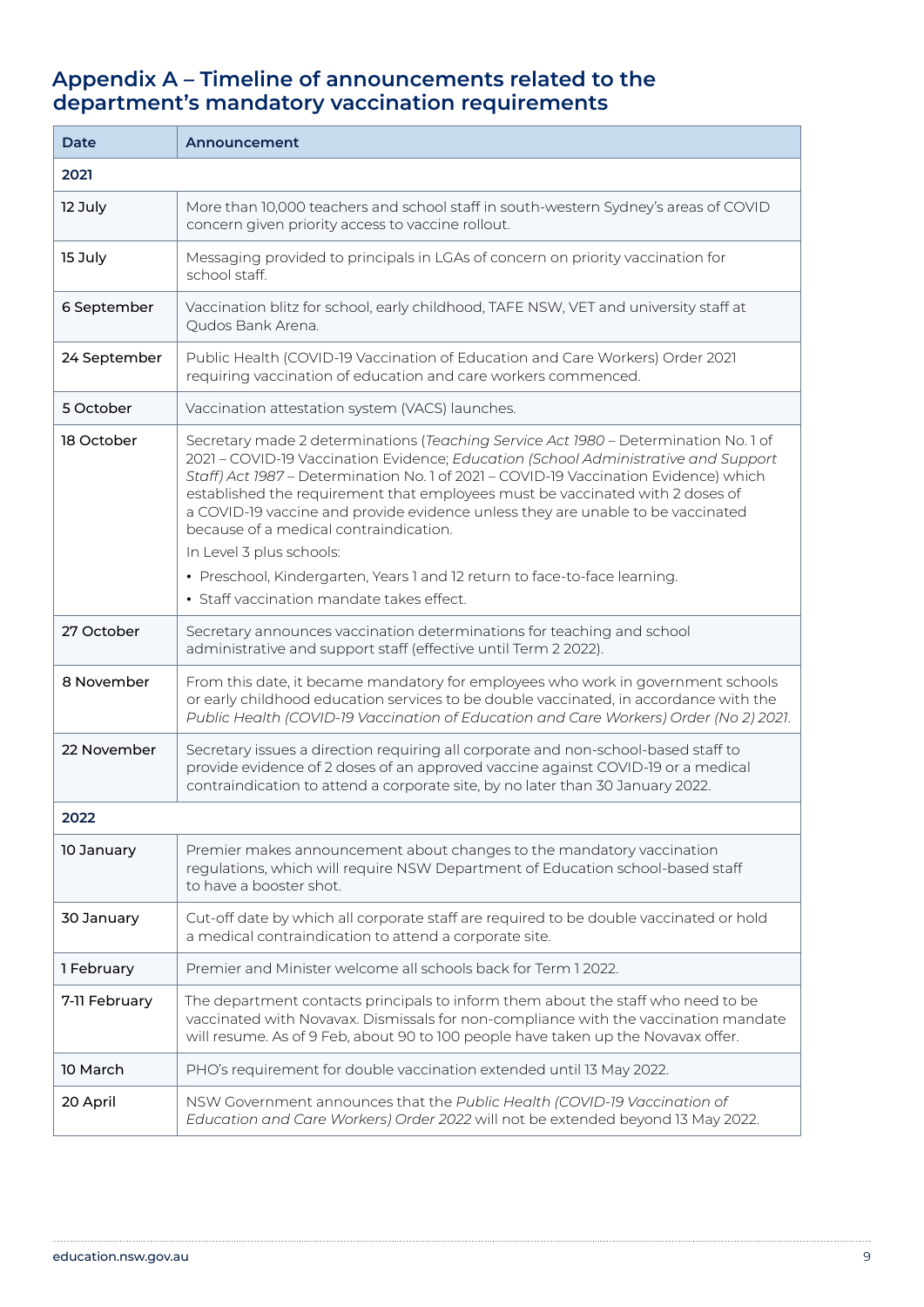## Appendix A – Timeline of announcements related to the department's mandatory vaccination requirements

| Date | Announcement |
|---|---|
| **2021** | |
| 12 July | More than 10,000 teachers and school staff in south-western Sydney's areas of COVID concern given priority access to vaccine rollout. |
| 15 July | Messaging provided to principals in LGAs of concern on priority vaccination for school staff. |
| 6 September | Vaccination blitz for school, early childhood, TAFE NSW, VET and university staff at Qudos Bank Arena. |
| 24 September | Public Health (COVID-19 Vaccination of Education and Care Workers) Order 2021 requiring vaccination of education and care workers commenced. |
| 5 October | Vaccination attestation system (VACS) launches. |
| 18 October | Secretary made 2 determinations (*Teaching Service Act 1980* – Determination No. 1 of 2021 – COVID-19 Vaccination Evidence; *Education (School Administrative and Support Staff) Act 1987* – Determination No. 1 of 2021 – COVID-19 Vaccination Evidence) which established the requirement that employees must be vaccinated with 2 doses of a COVID-19 vaccine and provide evidence unless they are unable to be vaccinated because of a medical contraindication.<br>In Level 3 plus schools:<br>• Preschool, Kindergarten, Years 1 and 12 return to face-to-face learning.<br>• Staff vaccination mandate takes effect. |
| 27 October | Secretary announces vaccination determinations for teaching and school administrative and support staff (effective until Term 2 2022). |
| 8 November | From this date, it became mandatory for employees who work in government schools or early childhood education services to be double vaccinated, in accordance with the *Public Health (COVID-19 Vaccination of Education and Care Workers) Order (No 2) 2021*. |
| 22 November | Secretary issues a direction requiring all corporate and non-school-based staff to provide evidence of 2 doses of an approved vaccine against COVID-19 or a medical contraindication to attend a corporate site, by no later than 30 January 2022. |
| **2022** | |
| 10 January | Premier makes announcement about changes to the mandatory vaccination regulations, which will require NSW Department of Education school-based staff to have a booster shot. |
| 30 January | Cut-off date by which all corporate staff are required to be double vaccinated or hold a medical contraindication to attend a corporate site. |
| 1 February | Premier and Minister welcome all schools back for Term 1 2022. |
| 7-11 February | The department contacts principals to inform them about the staff who need to be vaccinated with Novavax. Dismissals for non-compliance with the vaccination mandate will resume. As of 9 Feb, about 90 to 100 people have taken up the Novavax offer. |
| 10 March | PHO's requirement for double vaccination extended until 13 May 2022. |
| 20 April | NSW Government announces that the *Public Health (COVID-19 Vaccination of Education and Care Workers) Order 2022* will not be extended beyond 13 May 2022. |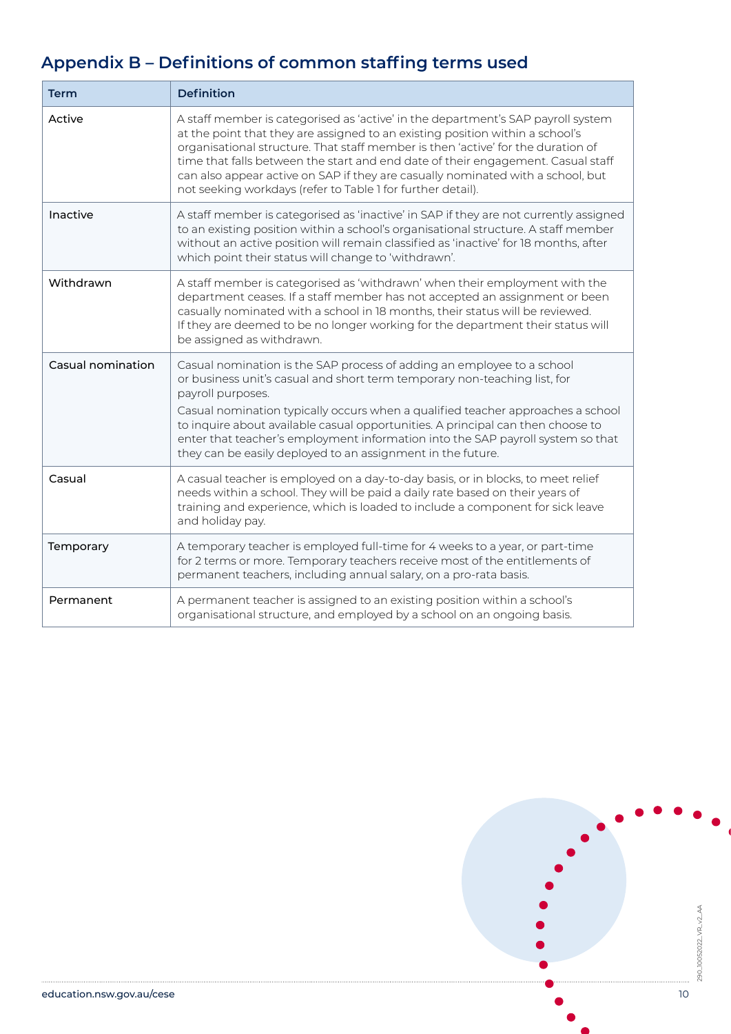## Appendix B – Definitions of common staffing terms used

| Term | Definition |
|---|---|
| Active | A staff member is categorised as 'active' in the department's SAP payroll system at the point that they are assigned to an existing position within a school's organisational structure. That staff member is then 'active' for the duration of time that falls between the start and end date of their engagement. Casual staff can also appear active on SAP if they are casually nominated with a school, but not seeking workdays (refer to Table 1 for further detail). |
| Inactive | A staff member is categorised as 'inactive' in SAP if they are not currently assigned to an existing position within a school's organisational structure. A staff member without an active position will remain classified as 'inactive' for 18 months, after which point their status will change to 'withdrawn'. |
| Withdrawn | A staff member is categorised as 'withdrawn' when their employment with the department ceases. If a staff member has not accepted an assignment or been casually nominated with a school in 18 months, their status will be reviewed. If they are deemed to be no longer working for the department their status will be assigned as withdrawn. |
| Casual nomination | Casual nomination is the SAP process of adding an employee to a school or business unit's casual and short term temporary non-teaching list, for payroll purposes.<br>Casual nomination typically occurs when a qualified teacher approaches a school to inquire about available casual opportunities. A principal can then choose to enter that teacher's employment information into the SAP payroll system so that they can be easily deployed to an assignment in the future. |
| Casual | A casual teacher is employed on a day-to-day basis, or in blocks, to meet relief needs within a school. They will be paid a daily rate based on their years of training and experience, which is loaded to include a component for sick leave and holiday pay. |
| Temporary | A temporary teacher is employed full-time for 4 weeks to a year, or part-time for 2 terms or more. Temporary teachers receive most of the entitlements of permanent teachers, including annual salary, on a pro-rata basis. |
| Permanent | A permanent teacher is assigned to an existing position within a school's organisational structure, and employed by a school on an ongoing basis. |

education.nsw.gov.au/cese

290_10052022_VR_v2_AA